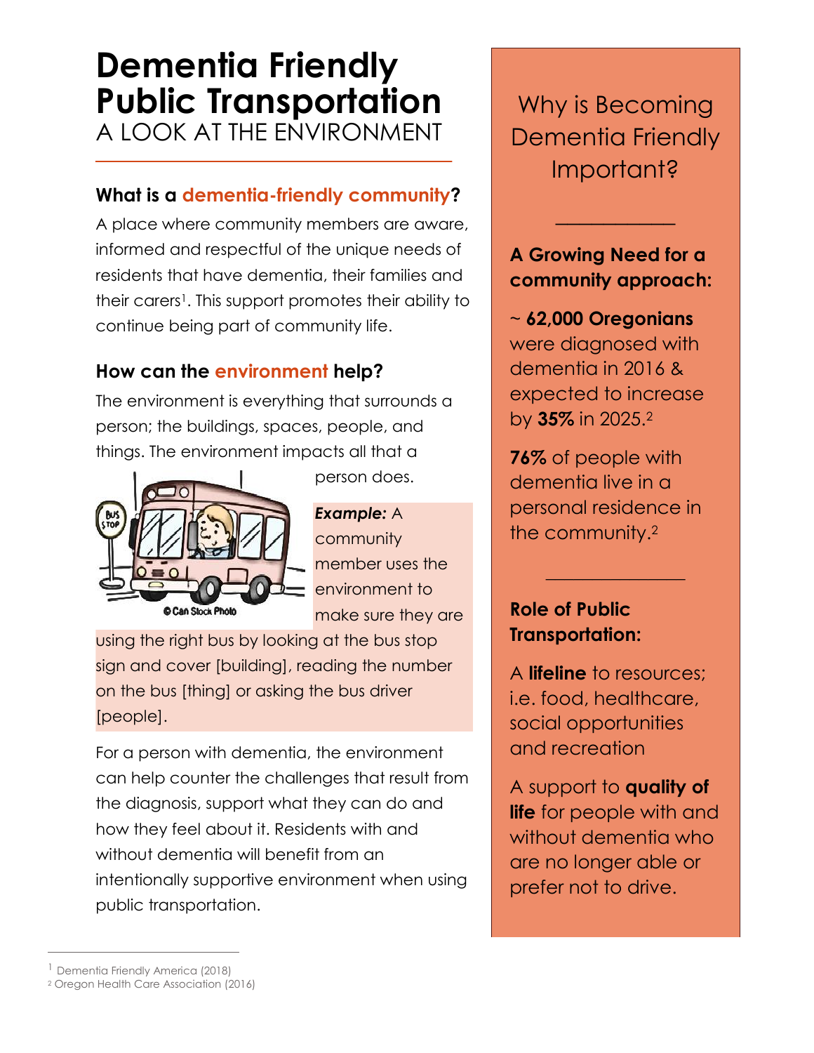# Dementia Friendly Public Transportation

## A LOOK AT THE ENVIRONMENT

### What is a dementia-friendly community?

A place where community members are aware, informed and respectful of the unique needs of residents that have dementia, their families and their carers[1]. This support promotes their ability to continue being part of community life.

### How can the environment help?

The environment is everything that surrounds a person; the buildings, spaces, people, and things. The environment impacts all that a person does.

***Example:*** A community member uses the environment to make sure they are using the right bus by looking at the bus stop sign and cover [building], reading the number on the bus [thing] or asking the bus driver [people].

For a person with dementia, the environment can help counter the challenges that result from the diagnosis, support what they can do and how they feel about it. Residents with and without dementia will benefit from an intentionally supportive environment when using public transportation.

## Why is Becoming Dementia Friendly Important?

**A Growing Need for a community approach:**

~ **62,000 Oregonians** were diagnosed with dementia in 2016 & expected to increase by **35%** in 2025.[2]

**76%** of people with dementia live in a personal residence in the community.[2]

**Role of Public Transportation:**

A **lifeline** to resources; i.e. food, healthcare, social opportunities and recreation

A support to **quality of life** for people with and without dementia who are no longer able or prefer not to drive.

---

[1] Dementia Friendly America (2018)
[2] Oregon Health Care Association (2016)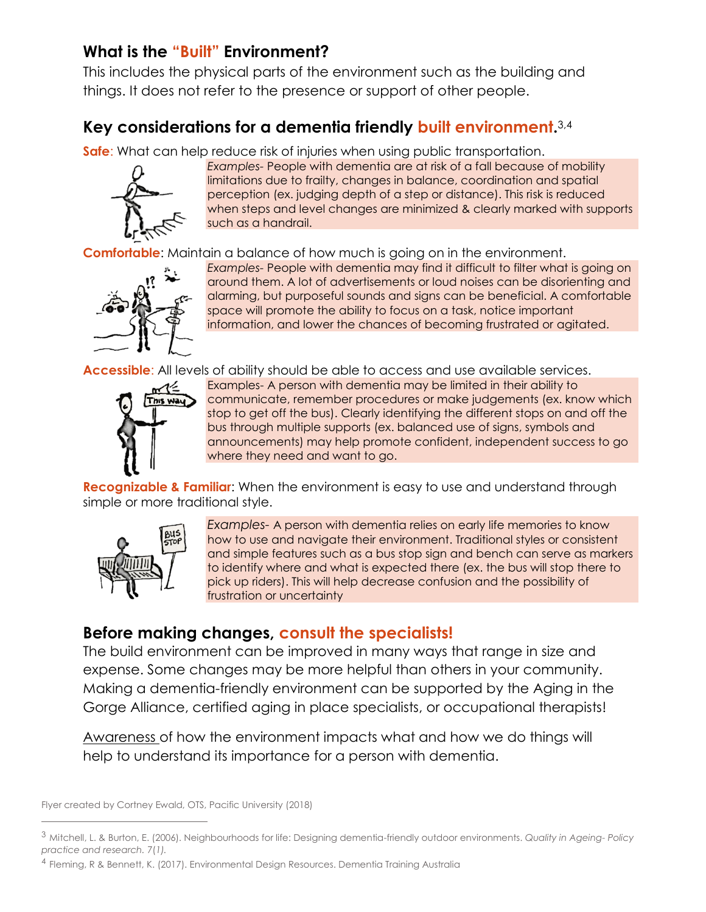## What is the "Built" Environment?

This includes the physical parts of the environment such as the building and things. It does not refer to the presence or support of other people.

## Key considerations for a dementia friendly built environment.[3,4]

**Safe**: What can help reduce risk of injuries when using public transportation.

*Examples*- People with dementia are at risk of a fall because of mobility limitations due to frailty, changes in balance, coordination and spatial perception (ex. judging depth of a step or distance). This risk is reduced when steps and level changes are minimized & clearly marked with supports such as a handrail.

**Comfortable**: Maintain a balance of how much is going on in the environment.

*Examples*- People with dementia may find it difficult to filter what is going on around them. A lot of advertisements or loud noises can be disorienting and alarming, but purposeful sounds and signs can be beneficial. A comfortable space will promote the ability to focus on a task, notice important information, and lower the chances of becoming frustrated or agitated.

**Accessible**: All levels of ability should be able to access and use available services.

Examples- A person with dementia may be limited in their ability to communicate, remember procedures or make judgements (ex. know which stop to get off the bus). Clearly identifying the different stops on and off the bus through multiple supports (ex. balanced use of signs, symbols and announcements) may help promote confident, independent success to go where they need and want to go.

**Recognizable & Familiar**: When the environment is easy to use and understand through simple or more traditional style.

*Examples*- A person with dementia relies on early life memories to know how to use and navigate their environment. Traditional styles or consistent and simple features such as a bus stop sign and bench can serve as markers to identify where and what is expected there (ex. the bus will stop there to pick up riders). This will help decrease confusion and the possibility of frustration or uncertainty

## Before making changes, consult the specialists!

The build environment can be improved in many ways that range in size and expense. Some changes may be more helpful than others in your community. Making a dementia-friendly environment can be supported by the Aging in the Gorge Alliance, certified aging in place specialists, or occupational therapists!

Awareness of how the environment impacts what and how we do things will help to understand its importance for a person with dementia.

Flyer created by Cortney Ewald, OTS, Pacific University (2018)

[3] Mitchell, L. & Burton, E. (2006). Neighbourhoods for life: Designing dementia-friendly outdoor environments. *Quality in Ageing- Policy practice and research. 7(1).*

[4] Fleming, R & Bennett, K. (2017). Environmental Design Resources. Dementia Training Australia